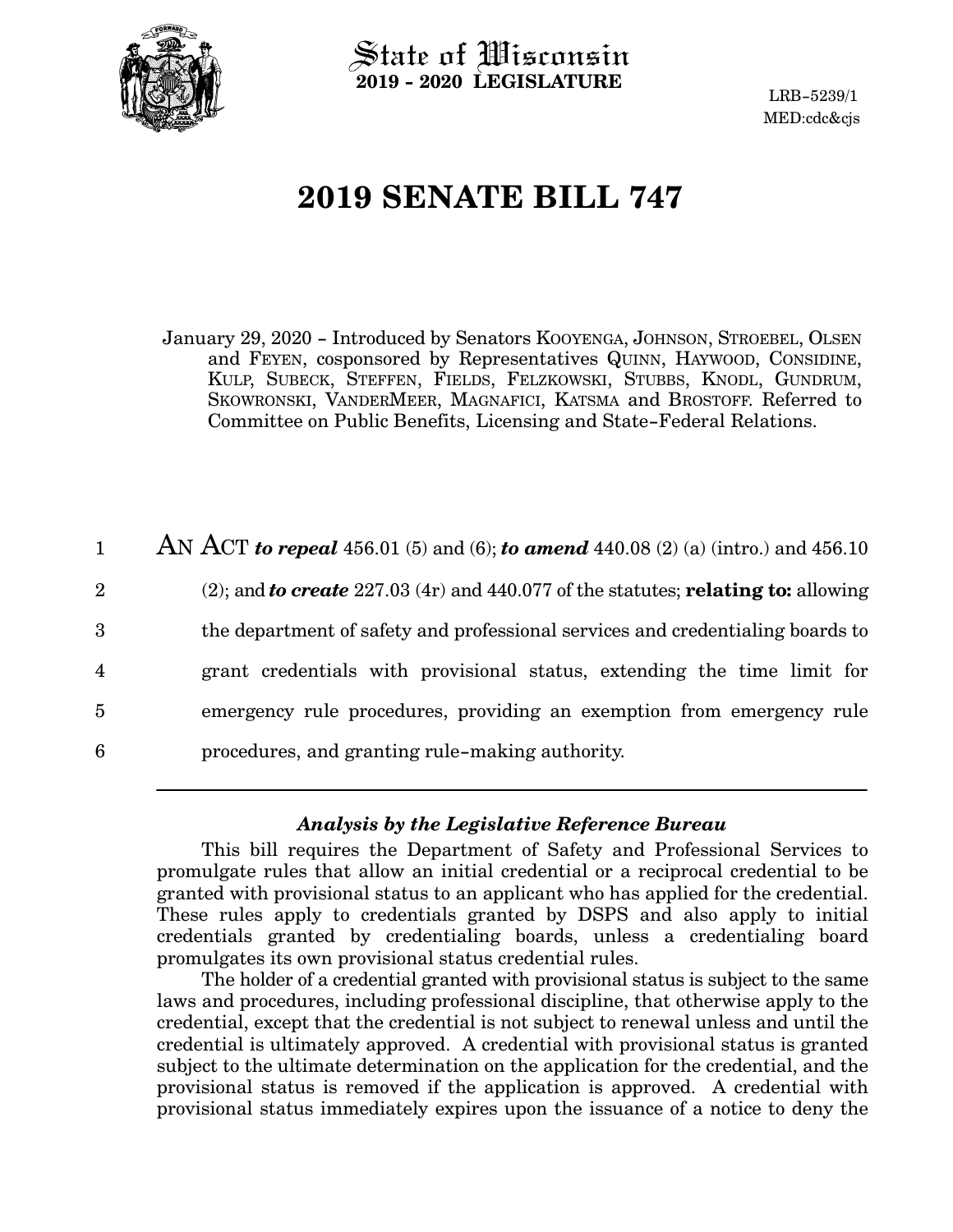State of Wisconsin
**2019 - 2020 LEGISLATURE**

LRB-5239/1
MED:cdc&cjs

# 2019 SENATE BILL 747

January 29, 2020 - Introduced by Senators KOOYENGA, JOHNSON, STROEBEL, OLSEN and FEYEN, cosponsored by Representatives QUINN, HAYWOOD, CONSIDINE, KULP, SUBECK, STEFFEN, FIELDS, FELZKOWSKI, STUBBS, KNODL, GUNDRUM, SKOWRONSKI, VANDERMEER, MAGNAFICI, KATSMA and BROSTOFF. Referred to Committee on Public Benefits, Licensing and State-Federal Relations.

1 AN ACT ***to repeal*** 456.01 (5) and (6); ***to amend*** 440.08 (2) (a) (intro.) and 456.10
2 (2); and ***to create*** 227.03 (4r) and 440.077 of the statutes; **relating to:** allowing
3 the department of safety and professional services and credentialing boards to
4 grant credentials with provisional status, extending the time limit for
5 emergency rule procedures, providing an exemption from emergency rule
6 procedures, and granting rule-making authority.

---

### *Analysis by the Legislative Reference Bureau*

This bill requires the Department of Safety and Professional Services to promulgate rules that allow an initial credential or a reciprocal credential to be granted with provisional status to an applicant who has applied for the credential. These rules apply to credentials granted by DSPS and also apply to initial credentials granted by credentialing boards, unless a credentialing board promulgates its own provisional status credential rules.

The holder of a credential granted with provisional status is subject to the same laws and procedures, including professional discipline, that otherwise apply to the credential, except that the credential is not subject to renewal unless and until the credential is ultimately approved. A credential with provisional status is granted subject to the ultimate determination on the application for the credential, and the provisional status is removed if the application is approved. A credential with provisional status immediately expires upon the issuance of a notice to deny the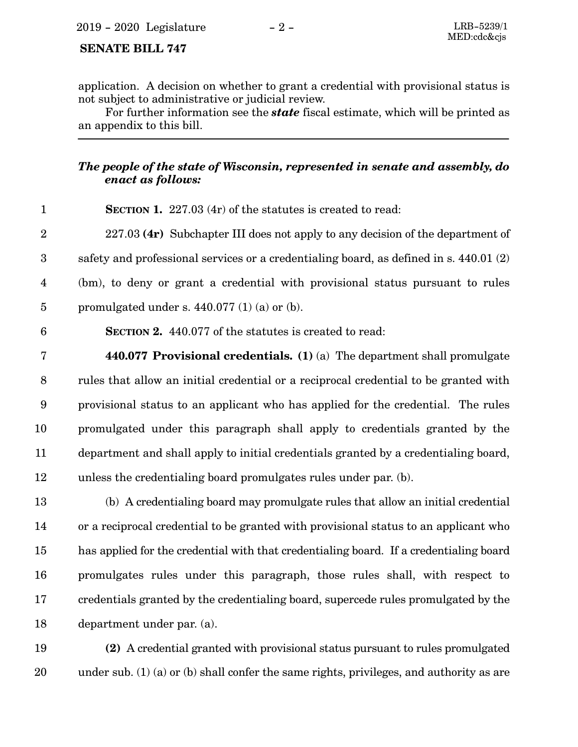application. A decision on whether to grant a credential with provisional status is not subject to administrative or judicial review.

For further information see the ***state*** fiscal estimate, which will be printed as an appendix to this bill.

---

***The people of the state of Wisconsin, represented in senate and assembly, do enact as follows:***

**SECTION 1.** 227.03 (4r) of the statutes is created to read:

227.03 **(4r)** Subchapter III does not apply to any decision of the department of safety and professional services or a credentialing board, as defined in s. 440.01 (2) (bm), to deny or grant a credential with provisional status pursuant to rules promulgated under s. 440.077 (1) (a) or (b).

**SECTION 2.** 440.077 of the statutes is created to read:

**440.077 Provisional credentials. (1)** (a) The department shall promulgate rules that allow an initial credential or a reciprocal credential to be granted with provisional status to an applicant who has applied for the credential. The rules promulgated under this paragraph shall apply to credentials granted by the department and shall apply to initial credentials granted by a credentialing board, unless the credentialing board promulgates rules under par. (b).

(b) A credentialing board may promulgate rules that allow an initial credential or a reciprocal credential to be granted with provisional status to an applicant who has applied for the credential with that credentialing board. If a credentialing board promulgates rules under this paragraph, those rules shall, with respect to credentials granted by the credentialing board, supercede rules promulgated by the department under par. (a).

**(2)** A credential granted with provisional status pursuant to rules promulgated under sub. (1) (a) or (b) shall confer the same rights, privileges, and authority as are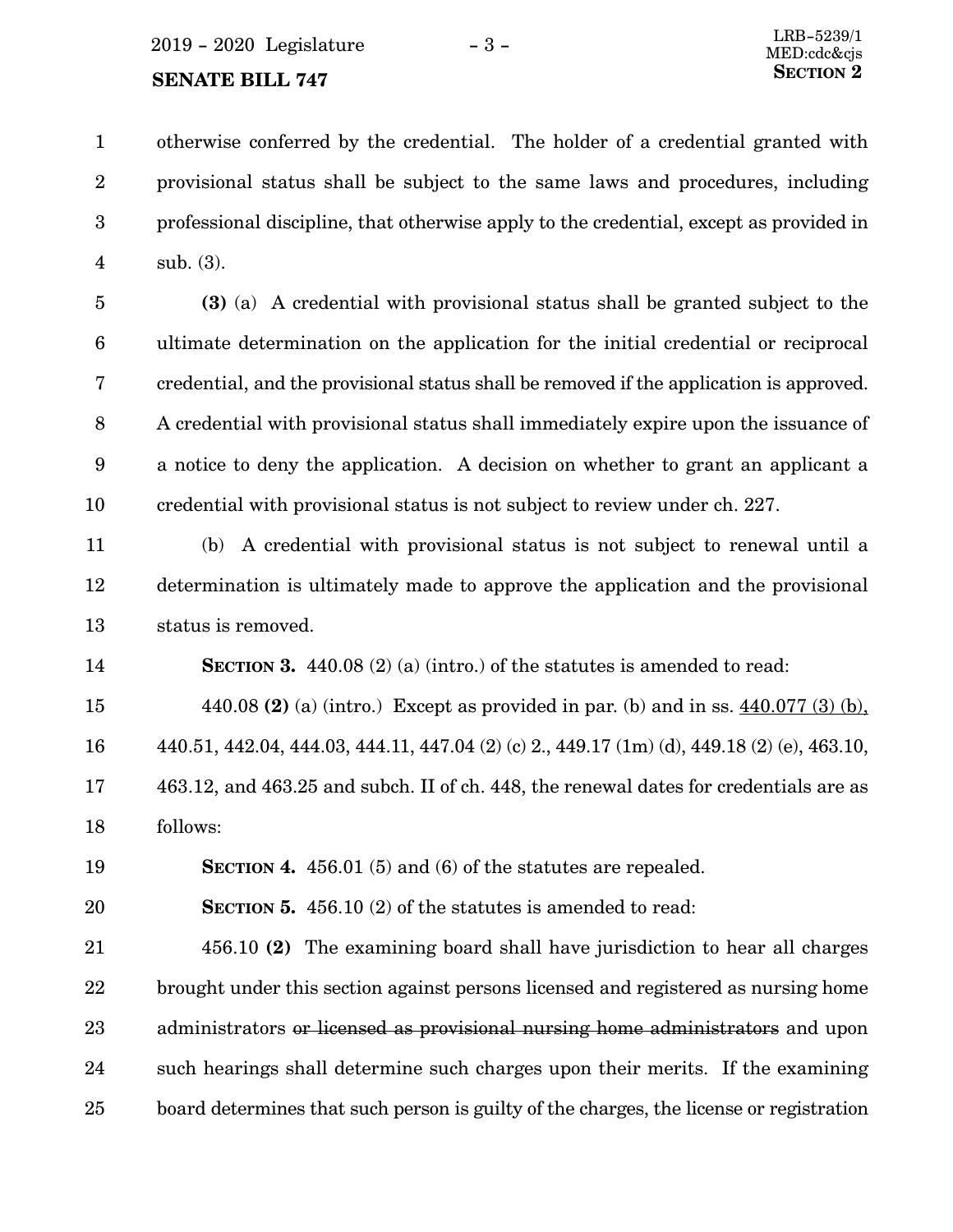otherwise conferred by the credential. The holder of a credential granted with provisional status shall be subject to the same laws and procedures, including professional discipline, that otherwise apply to the credential, except as provided in sub. (3).

**(3)** (a) A credential with provisional status shall be granted subject to the ultimate determination on the application for the initial credential or reciprocal credential, and the provisional status shall be removed if the application is approved. A credential with provisional status shall immediately expire upon the issuance of a notice to deny the application. A decision on whether to grant an applicant a credential with provisional status is not subject to review under ch. 227.

(b) A credential with provisional status is not subject to renewal until a determination is ultimately made to approve the application and the provisional status is removed.

**SECTION 3.** 440.08 (2) (a) (intro.) of the statutes is amended to read:

440.08 **(2)** (a) (intro.) Except as provided in par. (b) and in ss. <u>440.077 (3) (b),</u> 440.51, 442.04, 444.03, 444.11, 447.04 (2) (c) 2., 449.17 (1m) (d), 449.18 (2) (e), 463.10, 463.12, and 463.25 and subch. II of ch. 448, the renewal dates for credentials are as follows:

**SECTION 4.** 456.01 (5) and (6) of the statutes are repealed.

**SECTION 5.** 456.10 (2) of the statutes is amended to read:

456.10 **(2)** The examining board shall have jurisdiction to hear all charges brought under this section against persons licensed and registered as nursing home administrators ~~or licensed as provisional nursing home administrators~~ and upon such hearings shall determine such charges upon their merits. If the examining board determines that such person is guilty of the charges, the license or registration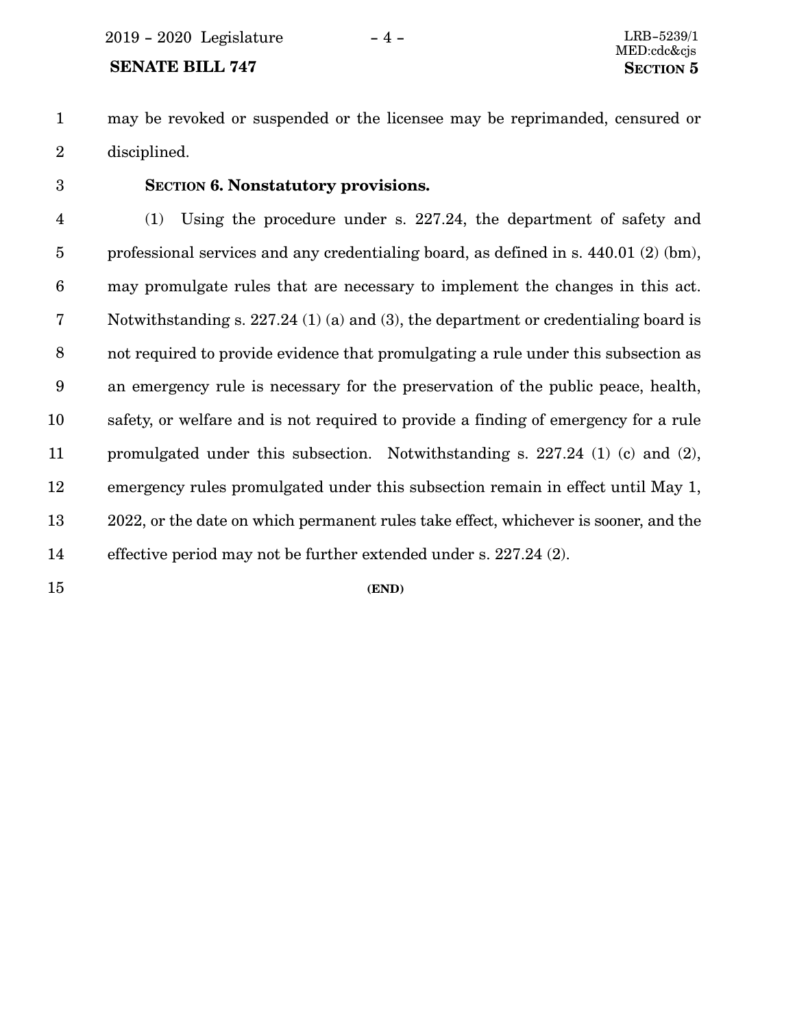may be revoked or suspended or the licensee may be reprimanded, censured or disciplined.

**SECTION 6. Nonstatutory provisions.**

(1) Using the procedure under s. 227.24, the department of safety and professional services and any credentialing board, as defined in s. 440.01 (2) (bm), may promulgate rules that are necessary to implement the changes in this act. Notwithstanding s. 227.24 (1) (a) and (3), the department or credentialing board is not required to provide evidence that promulgating a rule under this subsection as an emergency rule is necessary for the preservation of the public peace, health, safety, or welfare and is not required to provide a finding of emergency for a rule promulgated under this subsection. Notwithstanding s. 227.24 (1) (c) and (2), emergency rules promulgated under this subsection remain in effect until May 1, 2022, or the date on which permanent rules take effect, whichever is sooner, and the effective period may not be further extended under s. 227.24 (2).

**(END)**